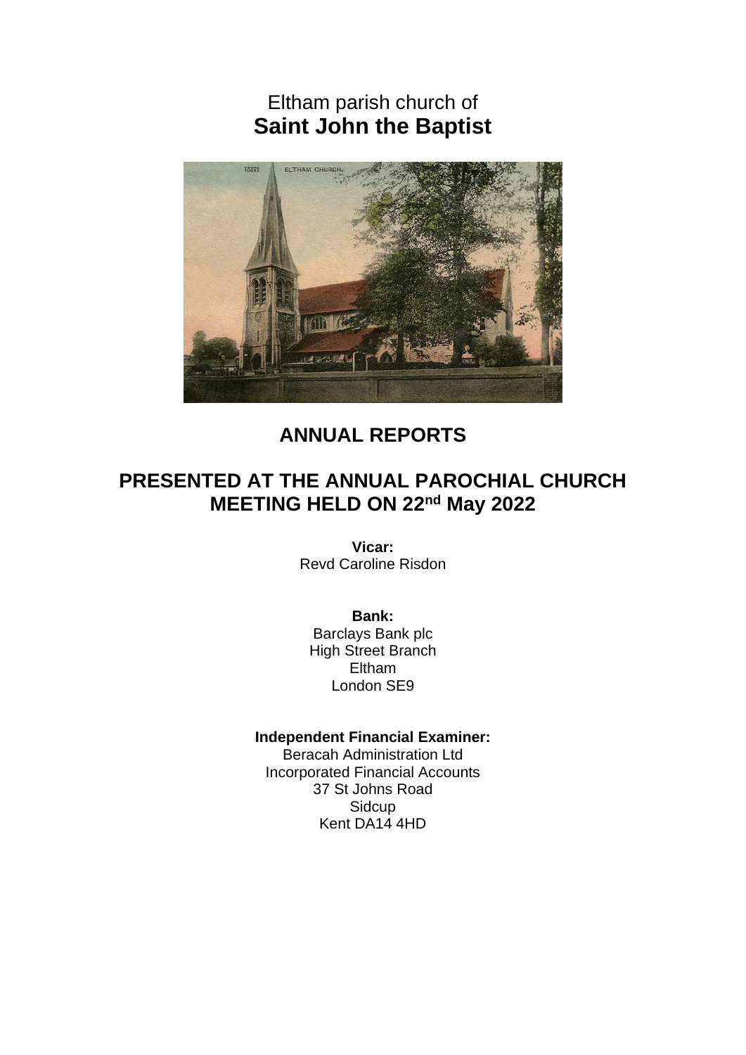# Eltham parish church of
# **Saint John the Baptist**

## ANNUAL REPORTS

## PRESENTED AT THE ANNUAL PAROCHIAL CHURCH MEETING HELD ON 22nd May 2022

**Vicar:**
Revd Caroline Risdon

**Bank:**
Barclays Bank plc
High Street Branch
Eltham
London SE9

**Independent Financial Examiner:**
Beracah Administration Ltd
Incorporated Financial Accounts
37 St Johns Road
Sidcup
Kent DA14 4HD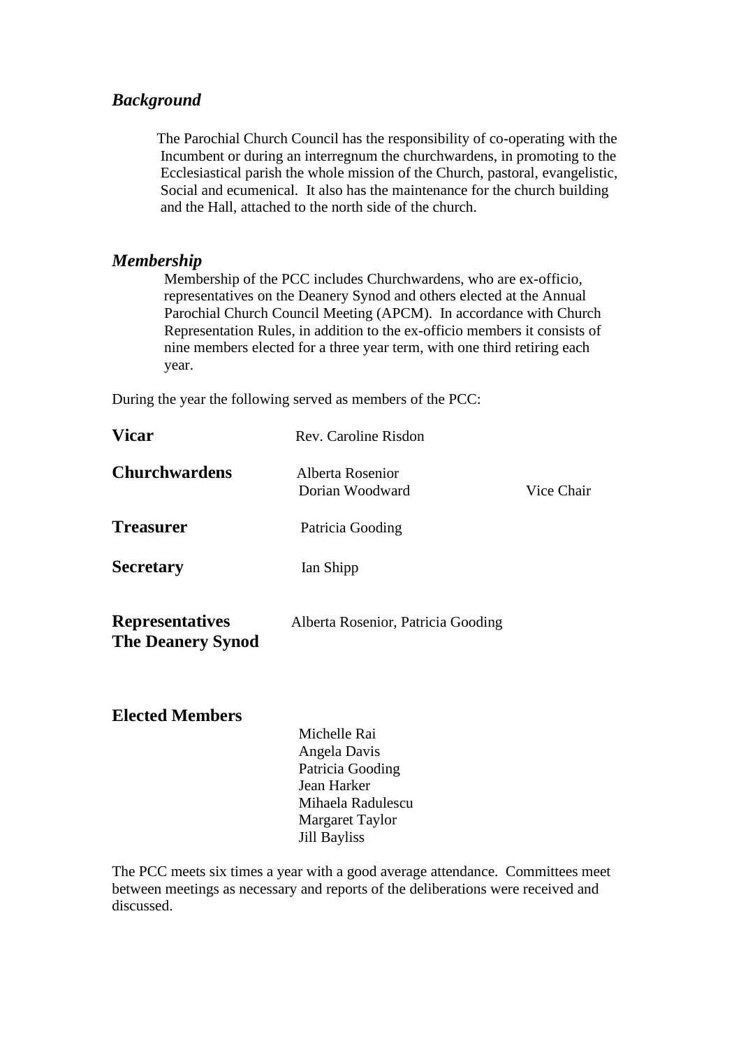### *Background*

The Parochial Church Council has the responsibility of co-operating with the Incumbent or during an interregnum the churchwardens, in promoting to the Ecclesiastical parish the whole mission of the Church, pastoral, evangelistic, Social and ecumenical. It also has the maintenance for the church building and the Hall, attached to the north side of the church.

### *Membership*

Membership of the PCC includes Churchwardens, who are ex-officio, representatives on the Deanery Synod and others elected at the Annual Parochial Church Council Meeting (APCM). In accordance with Church Representation Rules, in addition to the ex-officio members it consists of nine members elected for a three year term, with one third retiring each year.

During the year the following served as members of the PCC:

| | | |
|---|---|---|
| **Vicar** | Rev. Caroline Risdon | |
| **Churchwardens** | Alberta Rosenior | |
| | Dorian Woodward | Vice Chair |
| **Treasurer** | Patricia Gooding | |
| **Secretary** | Ian Shipp | |
| **Representatives The Deanery Synod** | Alberta Rosenior, Patricia Gooding | |

**Elected Members**

Michelle Rai
Angela Davis
Patricia Gooding
Jean Harker
Mihaela Radulescu
Margaret Taylor
Jill Bayliss

The PCC meets six times a year with a good average attendance. Committees meet between meetings as necessary and reports of the deliberations were received and discussed.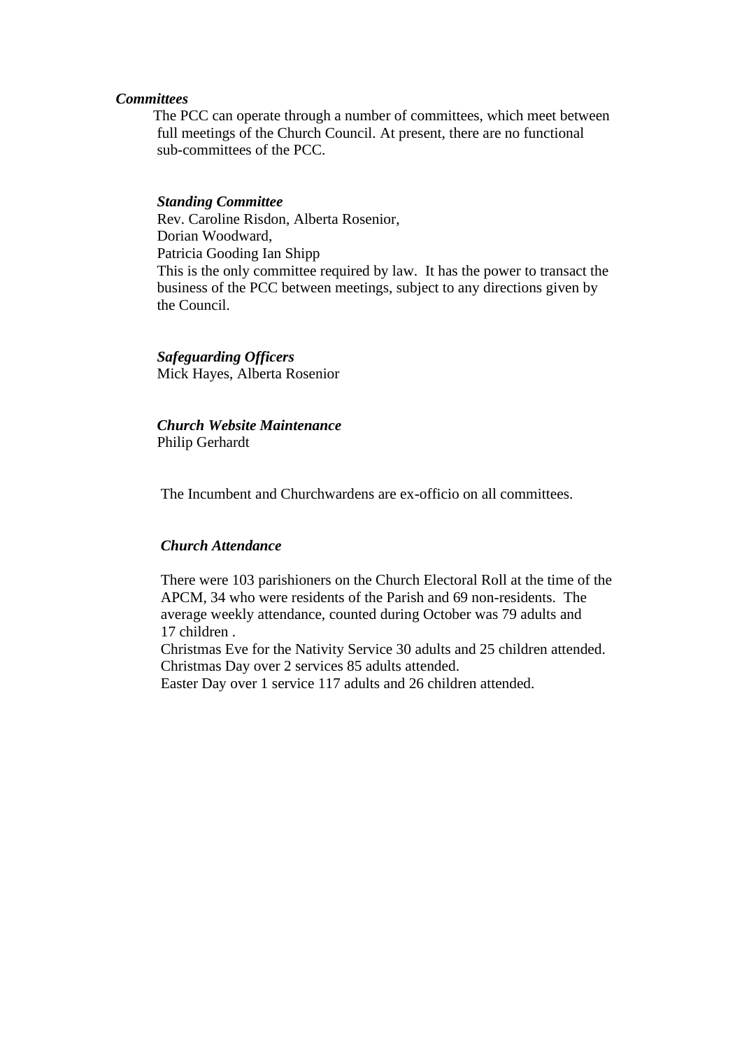***Committees***

The PCC can operate through a number of committees, which meet between full meetings of the Church Council. At present, there are no functional sub-committees of the PCC.

***Standing Committee***

Rev. Caroline Risdon, Alberta Rosenior,
Dorian Woodward,
Patricia Gooding Ian Shipp
This is the only committee required by law. It has the power to transact the business of the PCC between meetings, subject to any directions given by the Council.

***Safeguarding Officers***

Mick Hayes, Alberta Rosenior

***Church Website Maintenance***

Philip Gerhardt

The Incumbent and Churchwardens are ex-officio on all committees.

***Church Attendance***

There were 103 parishioners on the Church Electoral Roll at the time of the APCM, 34 who were residents of the Parish and 69 non-residents. The average weekly attendance, counted during October was 79 adults and 17 children .
Christmas Eve for the Nativity Service 30 adults and 25 children attended.
Christmas Day over 2 services 85 adults attended.
Easter Day over 1 service 117 adults and 26 children attended.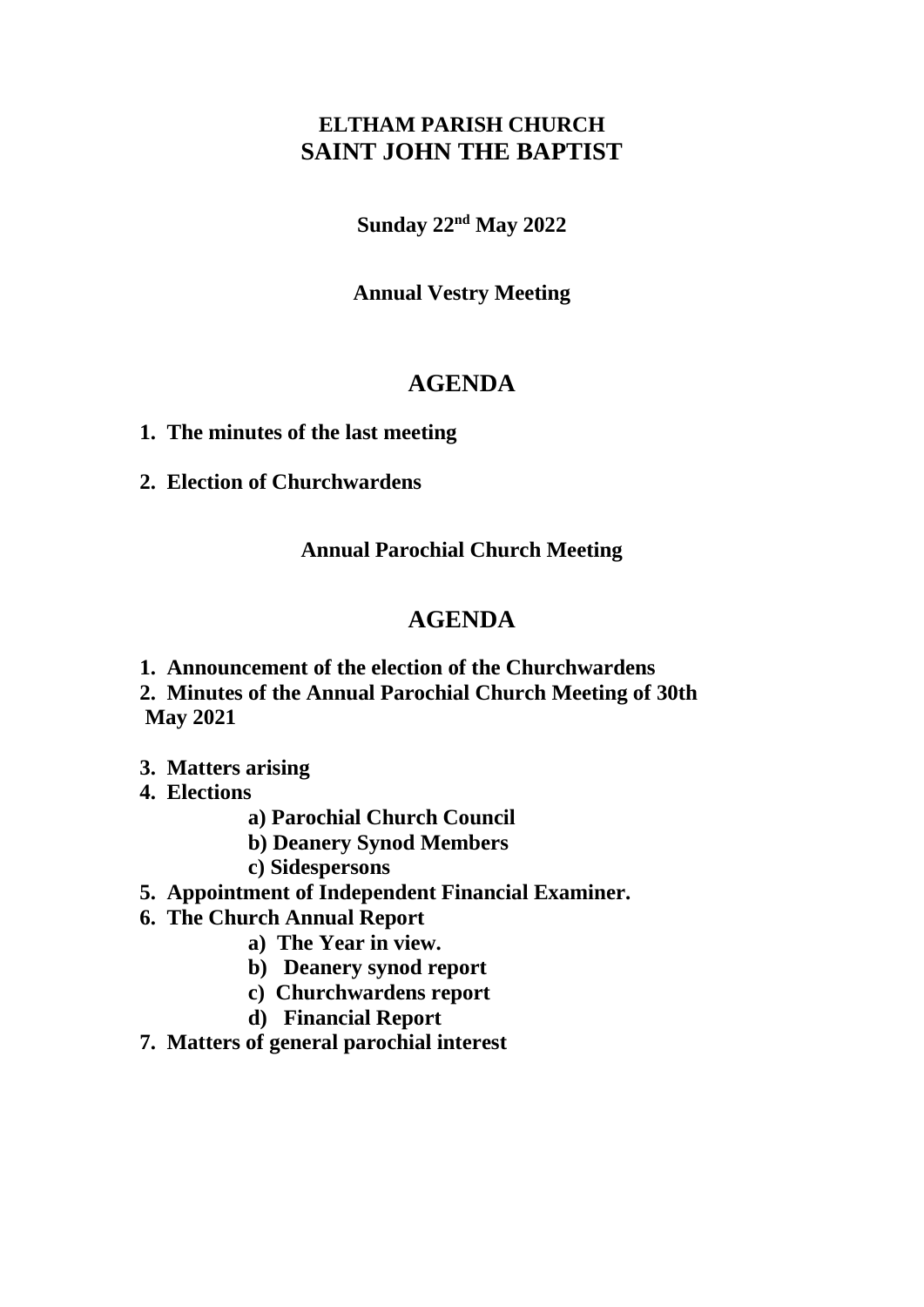# ELTHAM PARISH CHURCH
# SAINT JOHN THE BAPTIST

**Sunday 22nd May 2022**

**Annual Vestry Meeting**

## AGENDA

1. **The minutes of the last meeting**
2. **Election of Churchwardens**

**Annual Parochial Church Meeting**

## AGENDA

1. **Announcement of the election of the Churchwardens**
2. **Minutes of the Annual Parochial Church Meeting of 30th May 2021**
3. **Matters arising**
4. **Elections**
   - **a) Parochial Church Council**
   - **b) Deanery Synod Members**
   - **c) Sidespersons**
5. **Appointment of Independent Financial Examiner.**
6. **The Church Annual Report**
   - **a) The Year in view.**
   - **b) Deanery synod report**
   - **c) Churchwardens report**
   - **d) Financial Report**
7. **Matters of general parochial interest**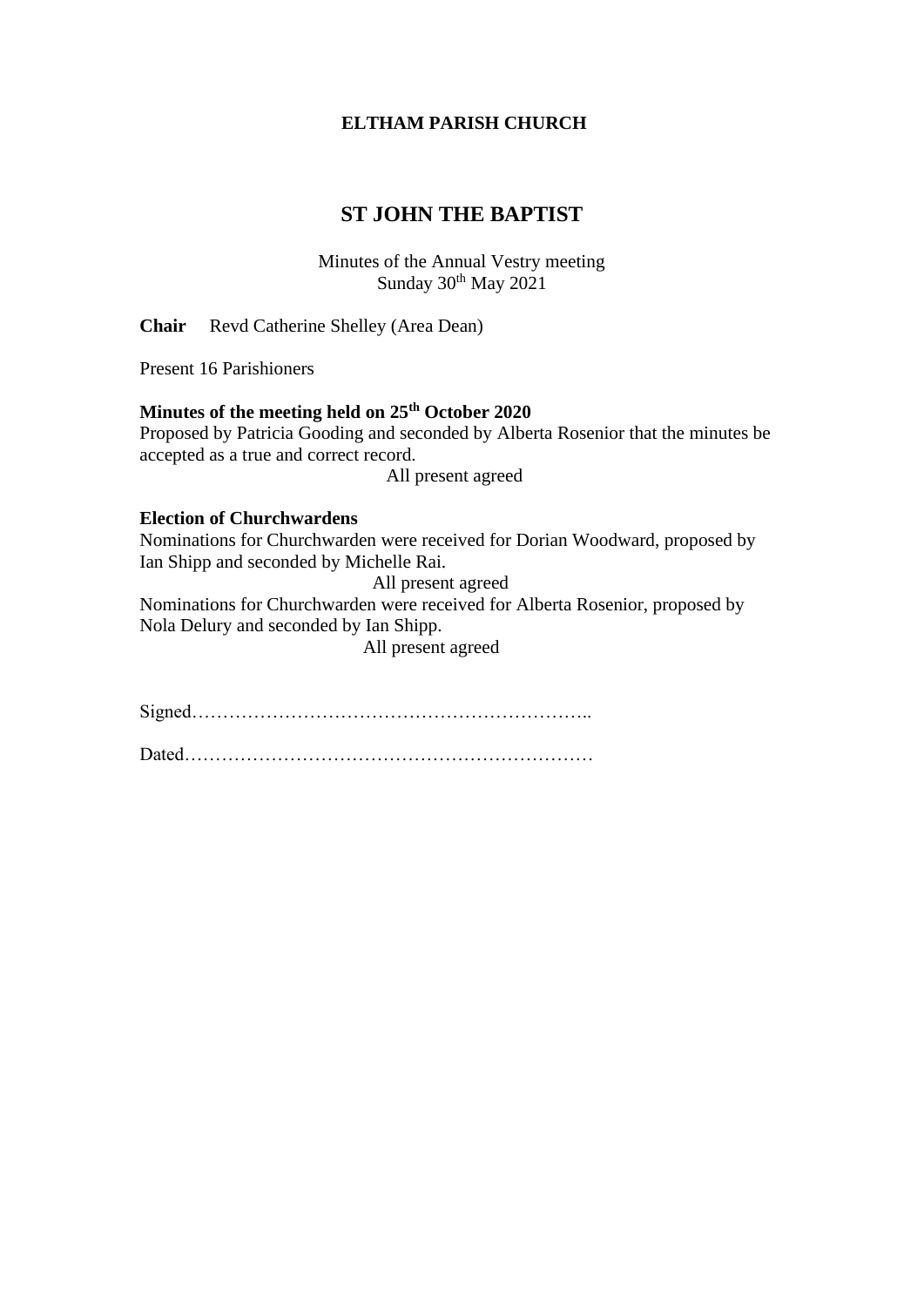**ELTHAM PARISH CHURCH**

## ST JOHN THE BAPTIST

Minutes of the Annual Vestry meeting
Sunday 30th May 2021

**Chair** Revd Catherine Shelley (Area Dean)

Present 16 Parishioners

**Minutes of the meeting held on 25th October 2020**
Proposed by Patricia Gooding and seconded by Alberta Rosenior that the minutes be accepted as a true and correct record.

All present agreed

**Election of Churchwardens**
Nominations for Churchwarden were received for Dorian Woodward, proposed by Ian Shipp and seconded by Michelle Rai.

All present agreed

Nominations for Churchwarden were received for Alberta Rosenior, proposed by Nola Delury and seconded by Ian Shipp.

All present agreed

Signed………………………………………………………..

Dated…………………………………………………………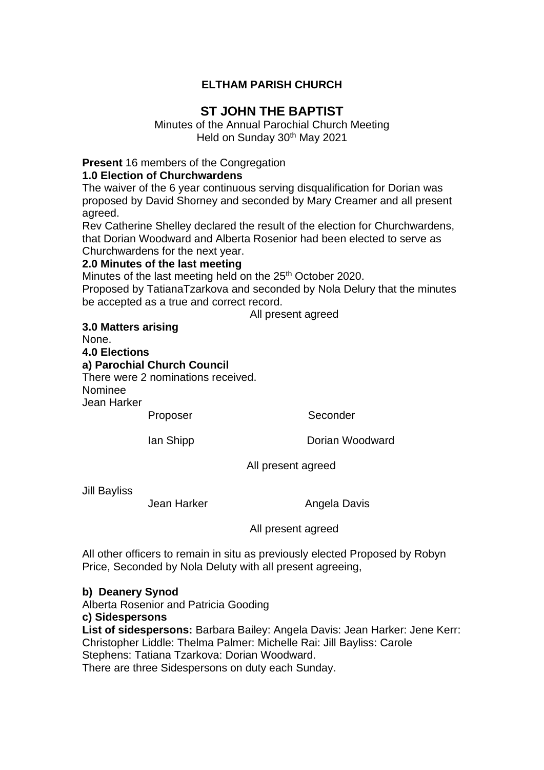**ELTHAM PARISH CHURCH**

## ST JOHN THE BAPTIST

Minutes of the Annual Parochial Church Meeting
Held on Sunday 30th May 2021

**Present** 16 members of the Congregation

**1.0 Election of Churchwardens**

The waiver of the 6 year continuous serving disqualification for Dorian was proposed by David Shorney and seconded by Mary Creamer and all present agreed.

Rev Catherine Shelley declared the result of the election for Churchwardens, that Dorian Woodward and Alberta Rosenior had been elected to serve as Churchwardens for the next year.

**2.0 Minutes of the last meeting**

Minutes of the last meeting held on the 25th October 2020.

Proposed by TatianaTzarkova and seconded by Nola Delury that the minutes be accepted as a true and correct record.

All present agreed

**3.0 Matters arising**

None.

**4.0 Elections**

**a) Parochial Church Council**

There were 2 nominations received.

| Nominee | Proposer | Seconder |
|---|---|---|
| Jean Harker | Ian Shipp | Dorian Woodward |
| | All present agreed | |
| Jill Bayliss | Jean Harker | Angela Davis |
| | All present agreed | |

All other officers to remain in situ as previously elected Proposed by Robyn Price, Seconded by Nola Deluty with all present agreeing,

**b) Deanery Synod**

Alberta Rosenior and Patricia Gooding

**c) Sidespersons**

**List of sidespersons:** Barbara Bailey: Angela Davis: Jean Harker: Jene Kerr: Christopher Liddle: Thelma Palmer: Michelle Rai: Jill Bayliss: Carole Stephens: Tatiana Tzarkova: Dorian Woodward.

There are three Sidespersons on duty each Sunday.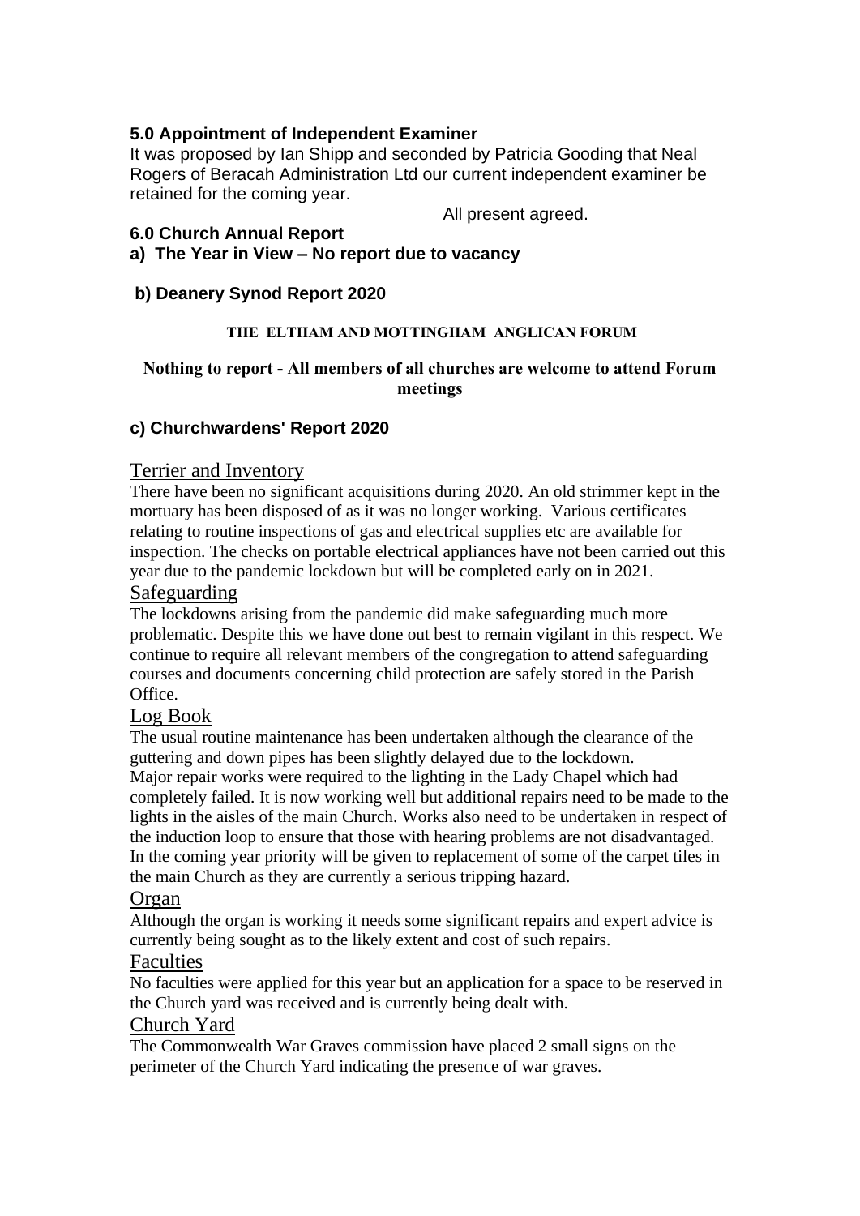### 5.0 Appointment of Independent Examiner

It was proposed by Ian Shipp and seconded by Patricia Gooding that Neal Rogers of Beracah Administration Ltd our current independent examiner be retained for the coming year.

All present agreed.

### 6.0 Church Annual Report

**a) The Year in View – No report due to vacancy**

**b) Deanery Synod Report 2020**

**THE ELTHAM AND MOTTINGHAM ANGLICAN FORUM**

**Nothing to report - All members of all churches are welcome to attend Forum meetings**

**c) Churchwardens' Report 2020**

Terrier and Inventory

There have been no significant acquisitions during 2020. An old strimmer kept in the mortuary has been disposed of as it was no longer working. Various certificates relating to routine inspections of gas and electrical supplies etc are available for inspection. The checks on portable electrical appliances have not been carried out this year due to the pandemic lockdown but will be completed early on in 2021.

Safeguarding

The lockdowns arising from the pandemic did make safeguarding much more problematic. Despite this we have done out best to remain vigilant in this respect. We continue to require all relevant members of the congregation to attend safeguarding courses and documents concerning child protection are safely stored in the Parish Office.

Log Book

The usual routine maintenance has been undertaken although the clearance of the guttering and down pipes has been slightly delayed due to the lockdown.
Major repair works were required to the lighting in the Lady Chapel which had completely failed. It is now working well but additional repairs need to be made to the lights in the aisles of the main Church. Works also need to be undertaken in respect of the induction loop to ensure that those with hearing problems are not disadvantaged.
In the coming year priority will be given to replacement of some of the carpet tiles in the main Church as they are currently a serious tripping hazard.

Organ

Although the organ is working it needs some significant repairs and expert advice is currently being sought as to the likely extent and cost of such repairs.

Faculties

No faculties were applied for this year but an application for a space to be reserved in the Church yard was received and is currently being dealt with.

Church Yard

The Commonwealth War Graves commission have placed 2 small signs on the perimeter of the Church Yard indicating the presence of war graves.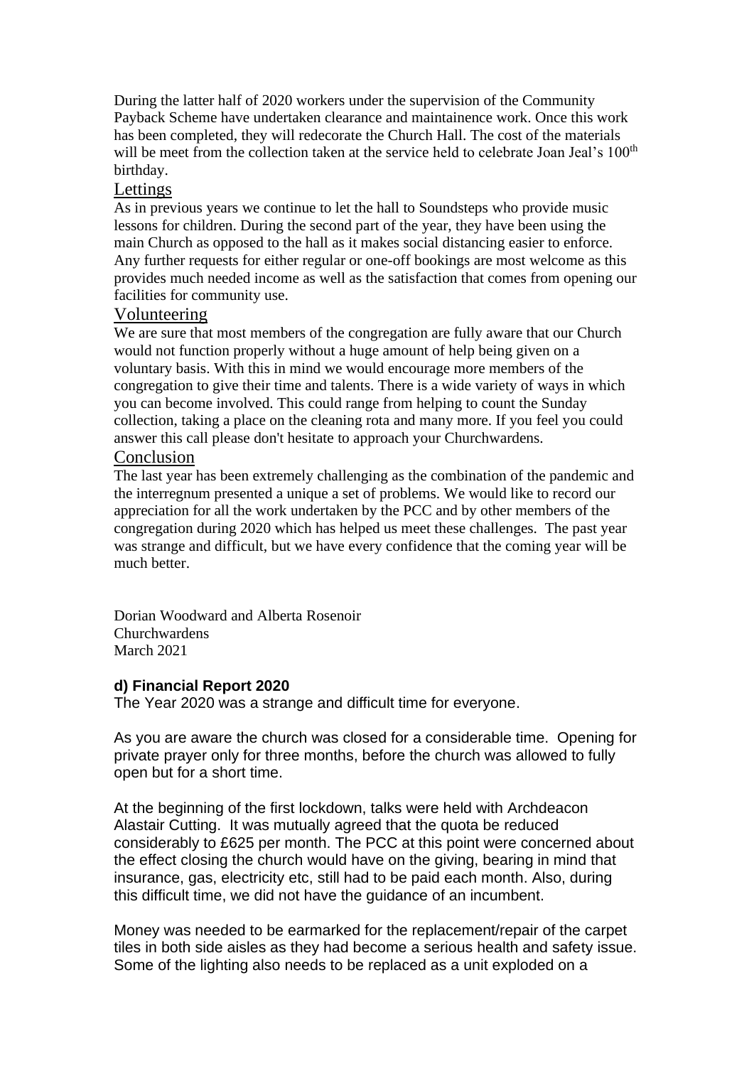During the latter half of 2020 workers under the supervision of the Community Payback Scheme have undertaken clearance and maintainence work. Once this work has been completed, they will redecorate the Church Hall. The cost of the materials will be meet from the collection taken at the service held to celebrate Joan Jeal's 100th birthday.

## Lettings

As in previous years we continue to let the hall to Soundsteps who provide music lessons for children. During the second part of the year, they have been using the main Church as opposed to the hall as it makes social distancing easier to enforce. Any further requests for either regular or one-off bookings are most welcome as this provides much needed income as well as the satisfaction that comes from opening our facilities for community use.

## Volunteering

We are sure that most members of the congregation are fully aware that our Church would not function properly without a huge amount of help being given on a voluntary basis. With this in mind we would encourage more members of the congregation to give their time and talents. There is a wide variety of ways in which you can become involved. This could range from helping to count the Sunday collection, taking a place on the cleaning rota and many more. If you feel you could answer this call please don't hesitate to approach your Churchwardens.

## Conclusion

The last year has been extremely challenging as the combination of the pandemic and the interregnum presented a unique a set of problems. We would like to record our appreciation for all the work undertaken by the PCC and by other members of the congregation during 2020 which has helped us meet these challenges. The past year was strange and difficult, but we have every confidence that the coming year will be much better.

Dorian Woodward and Alberta Rosenoir
Churchwardens
March 2021

### d) Financial Report 2020

The Year 2020 was a strange and difficult time for everyone.

As you are aware the church was closed for a considerable time. Opening for private prayer only for three months, before the church was allowed to fully open but for a short time.

At the beginning of the first lockdown, talks were held with Archdeacon Alastair Cutting. It was mutually agreed that the quota be reduced considerably to £625 per month. The PCC at this point were concerned about the effect closing the church would have on the giving, bearing in mind that insurance, gas, electricity etc, still had to be paid each month. Also, during this difficult time, we did not have the guidance of an incumbent.

Money was needed to be earmarked for the replacement/repair of the carpet tiles in both side aisles as they had become a serious health and safety issue. Some of the lighting also needs to be replaced as a unit exploded on a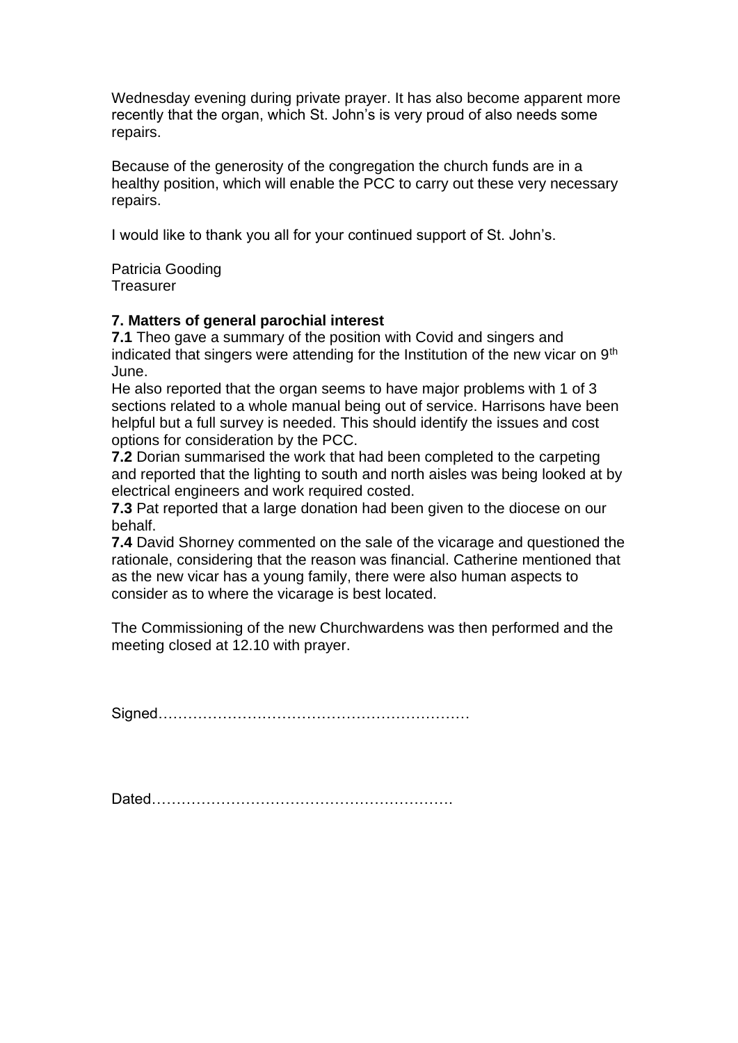Wednesday evening during private prayer. It has also become apparent more recently that the organ, which St. John's is very proud of also needs some repairs.

Because of the generosity of the congregation the church funds are in a healthy position, which will enable the PCC to carry out these very necessary repairs.

I would like to thank you all for your continued support of St. John's.

Patricia Gooding
Treasurer

**7. Matters of general parochial interest**

**7.1** Theo gave a summary of the position with Covid and singers and indicated that singers were attending for the Institution of the new vicar on 9th June.
He also reported that the organ seems to have major problems with 1 of 3 sections related to a whole manual being out of service. Harrisons have been helpful but a full survey is needed. This should identify the issues and cost options for consideration by the PCC.
**7.2** Dorian summarised the work that had been completed to the carpeting and reported that the lighting to south and north aisles was being looked at by electrical engineers and work required costed.
**7.3** Pat reported that a large donation had been given to the diocese on our behalf.
**7.4** David Shorney commented on the sale of the vicarage and questioned the rationale, considering that the reason was financial. Catherine mentioned that as the new vicar has a young family, there were also human aspects to consider as to where the vicarage is best located.

The Commissioning of the new Churchwardens was then performed and the meeting closed at 12.10 with prayer.

Signed………………………………………………………

Dated…………………………………………………….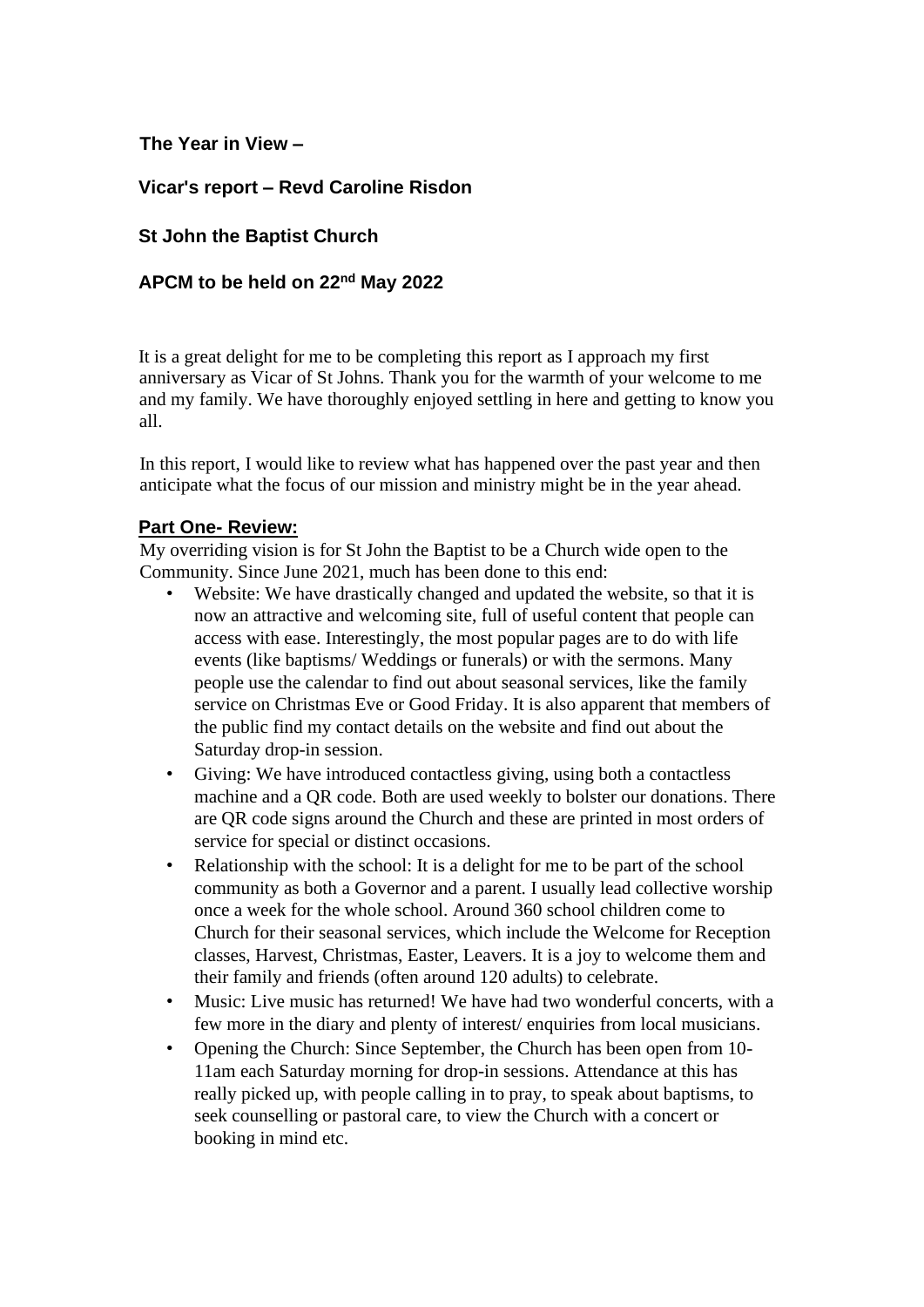**The Year in View –**

**Vicar's report – Revd Caroline Risdon**

**St John the Baptist Church**

**APCM to be held on 22nd May 2022**

It is a great delight for me to be completing this report as I approach my first anniversary as Vicar of St Johns. Thank you for the warmth of your welcome to me and my family. We have thoroughly enjoyed settling in here and getting to know you all.

In this report, I would like to review what has happened over the past year and then anticipate what the focus of our mission and ministry might be in the year ahead.

**Part One- Review:**

My overriding vision is for St John the Baptist to be a Church wide open to the Community. Since June 2021, much has been done to this end:

- Website: We have drastically changed and updated the website, so that it is now an attractive and welcoming site, full of useful content that people can access with ease. Interestingly, the most popular pages are to do with life events (like baptisms/ Weddings or funerals) or with the sermons. Many people use the calendar to find out about seasonal services, like the family service on Christmas Eve or Good Friday. It is also apparent that members of the public find my contact details on the website and find out about the Saturday drop-in session.
- Giving: We have introduced contactless giving, using both a contactless machine and a QR code. Both are used weekly to bolster our donations. There are QR code signs around the Church and these are printed in most orders of service for special or distinct occasions.
- Relationship with the school: It is a delight for me to be part of the school community as both a Governor and a parent. I usually lead collective worship once a week for the whole school. Around 360 school children come to Church for their seasonal services, which include the Welcome for Reception classes, Harvest, Christmas, Easter, Leavers. It is a joy to welcome them and their family and friends (often around 120 adults) to celebrate.
- Music: Live music has returned! We have had two wonderful concerts, with a few more in the diary and plenty of interest/ enquiries from local musicians.
- Opening the Church: Since September, the Church has been open from 10-11am each Saturday morning for drop-in sessions. Attendance at this has really picked up, with people calling in to pray, to speak about baptisms, to seek counselling or pastoral care, to view the Church with a concert or booking in mind etc.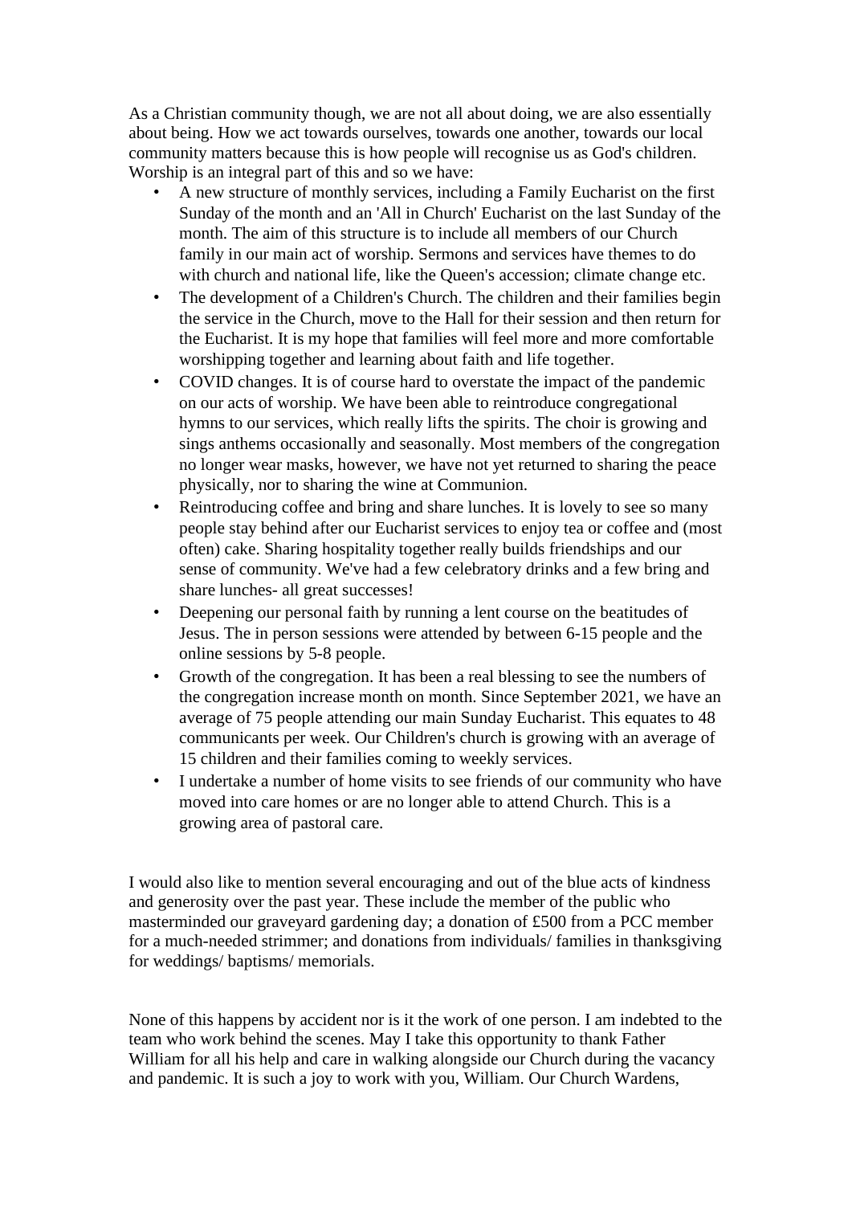As a Christian community though, we are not all about doing, we are also essentially about being. How we act towards ourselves, towards one another, towards our local community matters because this is how people will recognise us as God's children. Worship is an integral part of this and so we have:

- A new structure of monthly services, including a Family Eucharist on the first Sunday of the month and an 'All in Church' Eucharist on the last Sunday of the month. The aim of this structure is to include all members of our Church family in our main act of worship. Sermons and services have themes to do with church and national life, like the Queen's accession; climate change etc.
- The development of a Children's Church. The children and their families begin the service in the Church, move to the Hall for their session and then return for the Eucharist. It is my hope that families will feel more and more comfortable worshipping together and learning about faith and life together.
- COVID changes. It is of course hard to overstate the impact of the pandemic on our acts of worship. We have been able to reintroduce congregational hymns to our services, which really lifts the spirits. The choir is growing and sings anthems occasionally and seasonally. Most members of the congregation no longer wear masks, however, we have not yet returned to sharing the peace physically, nor to sharing the wine at Communion.
- Reintroducing coffee and bring and share lunches. It is lovely to see so many people stay behind after our Eucharist services to enjoy tea or coffee and (most often) cake. Sharing hospitality together really builds friendships and our sense of community. We've had a few celebratory drinks and a few bring and share lunches- all great successes!
- Deepening our personal faith by running a lent course on the beatitudes of Jesus. The in person sessions were attended by between 6-15 people and the online sessions by 5-8 people.
- Growth of the congregation. It has been a real blessing to see the numbers of the congregation increase month on month. Since September 2021, we have an average of 75 people attending our main Sunday Eucharist. This equates to 48 communicants per week. Our Children's church is growing with an average of 15 children and their families coming to weekly services.
- I undertake a number of home visits to see friends of our community who have moved into care homes or are no longer able to attend Church. This is a growing area of pastoral care.

I would also like to mention several encouraging and out of the blue acts of kindness and generosity over the past year. These include the member of the public who masterminded our graveyard gardening day; a donation of £500 from a PCC member for a much-needed strimmer; and donations from individuals/ families in thanksgiving for weddings/ baptisms/ memorials.

None of this happens by accident nor is it the work of one person. I am indebted to the team who work behind the scenes. May I take this opportunity to thank Father William for all his help and care in walking alongside our Church during the vacancy and pandemic. It is such a joy to work with you, William. Our Church Wardens,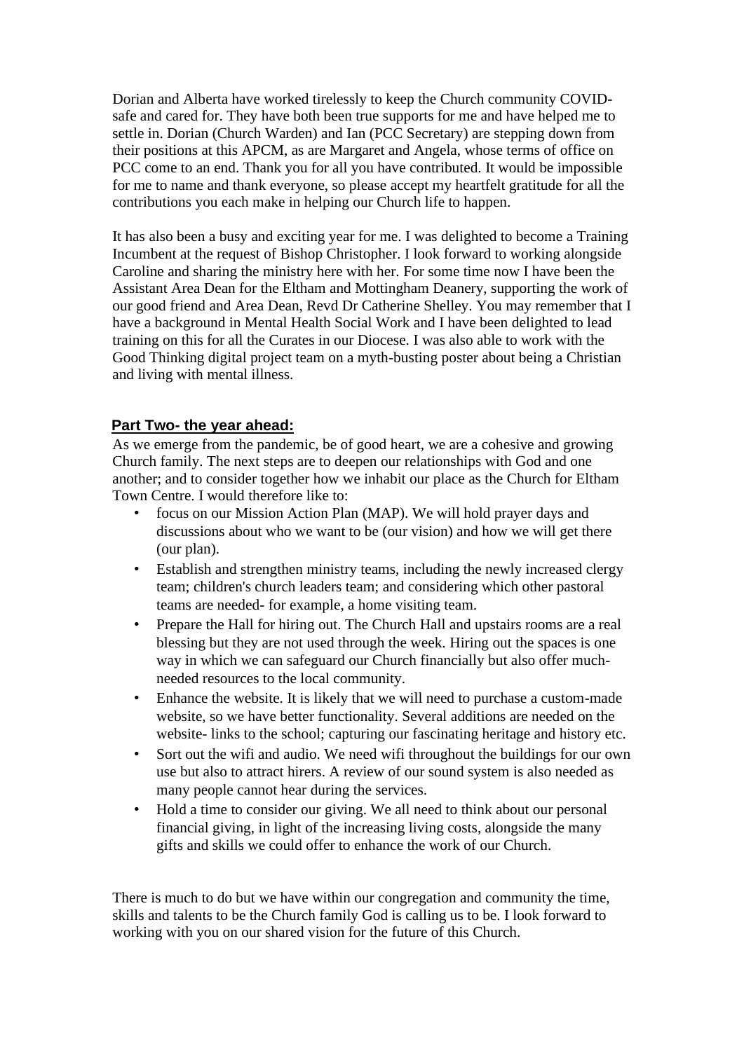Dorian and Alberta have worked tirelessly to keep the Church community COVID-safe and cared for. They have both been true supports for me and have helped me to settle in. Dorian (Church Warden) and Ian (PCC Secretary) are stepping down from their positions at this APCM, as are Margaret and Angela, whose terms of office on PCC come to an end. Thank you for all you have contributed. It would be impossible for me to name and thank everyone, so please accept my heartfelt gratitude for all the contributions you each make in helping our Church life to happen.

It has also been a busy and exciting year for me. I was delighted to become a Training Incumbent at the request of Bishop Christopher. I look forward to working alongside Caroline and sharing the ministry here with her. For some time now I have been the Assistant Area Dean for the Eltham and Mottingham Deanery, supporting the work of our good friend and Area Dean, Revd Dr Catherine Shelley. You may remember that I have a background in Mental Health Social Work and I have been delighted to lead training on this for all the Curates in our Diocese. I was also able to work with the Good Thinking digital project team on a myth-busting poster about being a Christian and living with mental illness.

## Part Two- the year ahead:

As we emerge from the pandemic, be of good heart, we are a cohesive and growing Church family. The next steps are to deepen our relationships with God and one another; and to consider together how we inhabit our place as the Church for Eltham Town Centre. I would therefore like to:

- focus on our Mission Action Plan (MAP). We will hold prayer days and discussions about who we want to be (our vision) and how we will get there (our plan).
- Establish and strengthen ministry teams, including the newly increased clergy team; children's church leaders team; and considering which other pastoral teams are needed- for example, a home visiting team.
- Prepare the Hall for hiring out. The Church Hall and upstairs rooms are a real blessing but they are not used through the week. Hiring out the spaces is one way in which we can safeguard our Church financially but also offer much-needed resources to the local community.
- Enhance the website. It is likely that we will need to purchase a custom-made website, so we have better functionality. Several additions are needed on the website- links to the school; capturing our fascinating heritage and history etc.
- Sort out the wifi and audio. We need wifi throughout the buildings for our own use but also to attract hirers. A review of our sound system is also needed as many people cannot hear during the services.
- Hold a time to consider our giving. We all need to think about our personal financial giving, in light of the increasing living costs, alongside the many gifts and skills we could offer to enhance the work of our Church.

There is much to do but we have within our congregation and community the time, skills and talents to be the Church family God is calling us to be. I look forward to working with you on our shared vision for the future of this Church.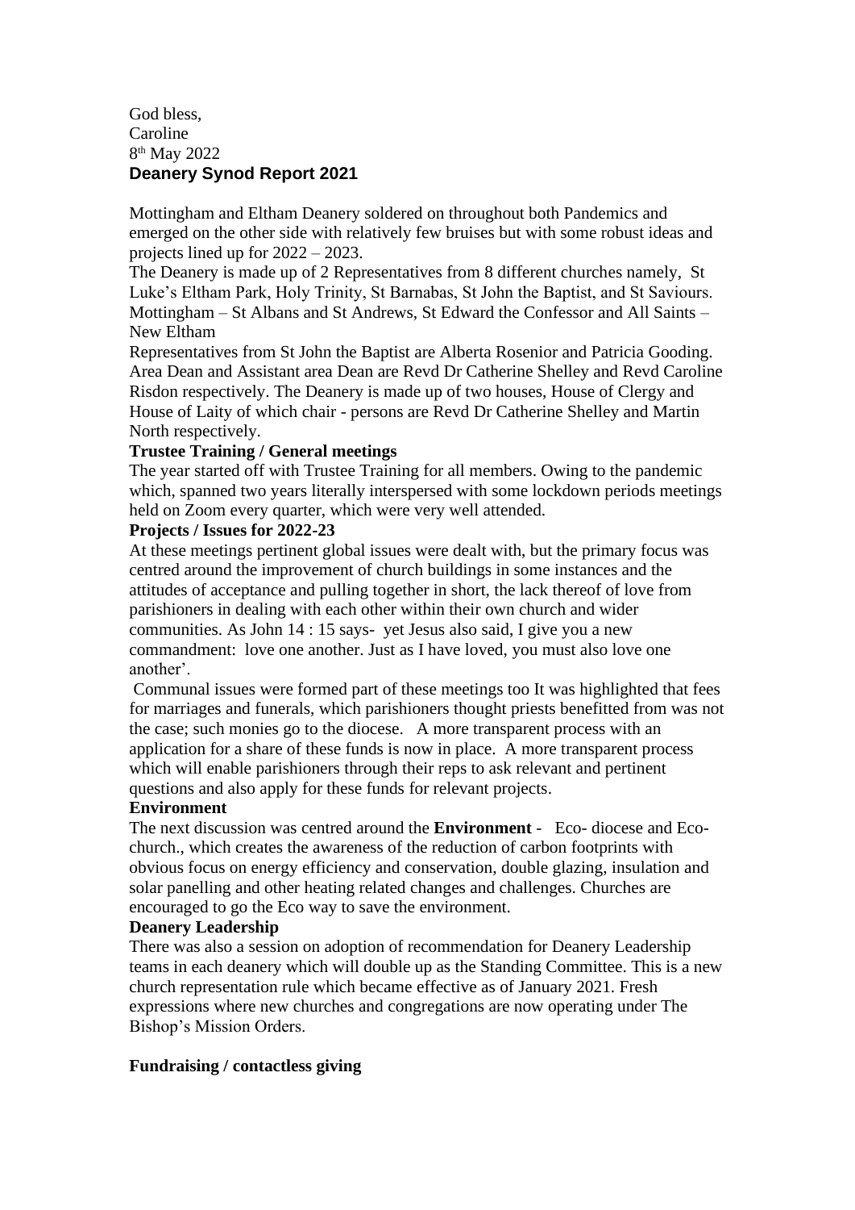God bless,
Caroline
8th May 2022

## Deanery Synod Report 2021

Mottingham and Eltham Deanery soldered on throughout both Pandemics and emerged on the other side with relatively few bruises but with some robust ideas and projects lined up for 2022 – 2023.

The Deanery is made up of 2 Representatives from 8 different churches namely, St Luke's Eltham Park, Holy Trinity, St Barnabas, St John the Baptist, and St Saviours. Mottingham – St Albans and St Andrews, St Edward the Confessor and All Saints – New Eltham

Representatives from St John the Baptist are Alberta Rosenior and Patricia Gooding. Area Dean and Assistant area Dean are Revd Dr Catherine Shelley and Revd Caroline Risdon respectively. The Deanery is made up of two houses, House of Clergy and House of Laity of which chair - persons are Revd Dr Catherine Shelley and Martin North respectively.

**Trustee Training / General meetings**

The year started off with Trustee Training for all members. Owing to the pandemic which, spanned two years literally interspersed with some lockdown periods meetings held on Zoom every quarter, which were very well attended.

**Projects / Issues for 2022-23**

At these meetings pertinent global issues were dealt with, but the primary focus was centred around the improvement of church buildings in some instances and the attitudes of acceptance and pulling together in short, the lack thereof of love from parishioners in dealing with each other within their own church and wider communities. As John 14 : 15 says- yet Jesus also said, I give you a new commandment: love one another. Just as I have loved, you must also love one another'.

Communal issues were formed part of these meetings too It was highlighted that fees for marriages and funerals, which parishioners thought priests benefitted from was not the case; such monies go to the diocese. A more transparent process with an application for a share of these funds is now in place. A more transparent process which will enable parishioners through their reps to ask relevant and pertinent questions and also apply for these funds for relevant projects.

**Environment**

The next discussion was centred around the **Environment** - Eco- diocese and Eco-church., which creates the awareness of the reduction of carbon footprints with obvious focus on energy efficiency and conservation, double glazing, insulation and solar panelling and other heating related changes and challenges. Churches are encouraged to go the Eco way to save the environment.

**Deanery Leadership**

There was also a session on adoption of recommendation for Deanery Leadership teams in each deanery which will double up as the Standing Committee. This is a new church representation rule which became effective as of January 2021. Fresh expressions where new churches and congregations are now operating under The Bishop's Mission Orders.

**Fundraising / contactless giving**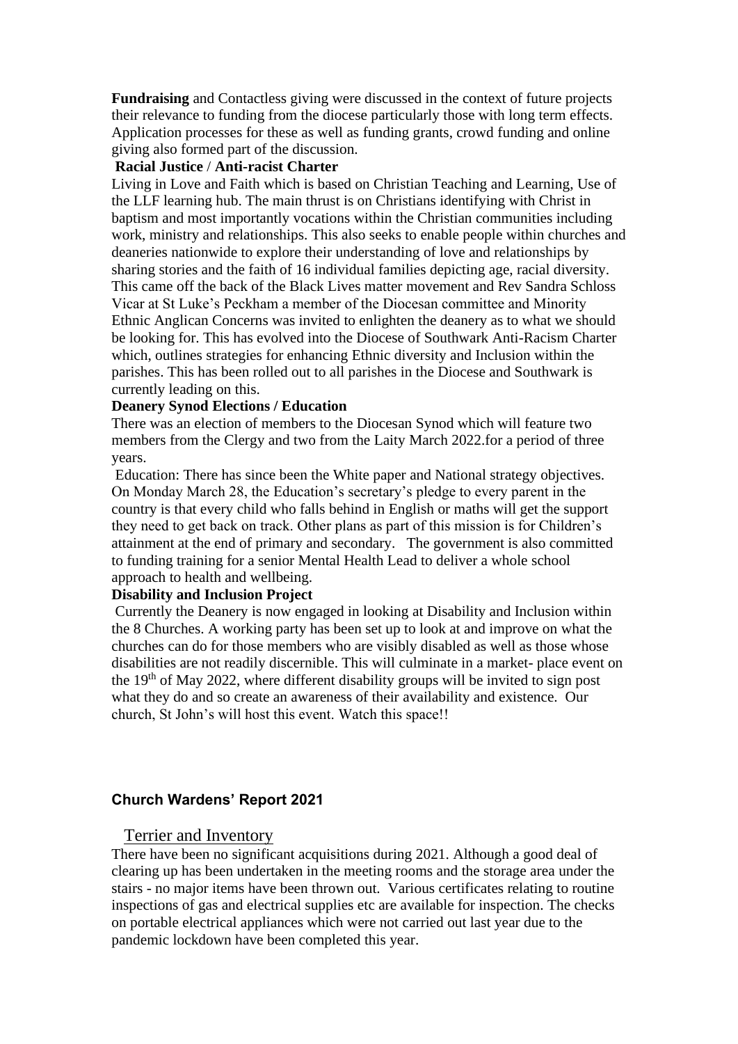**Fundraising** and Contactless giving were discussed in the context of future projects their relevance to funding from the diocese particularly those with long term effects. Application processes for these as well as funding grants, crowd funding and online giving also formed part of the discussion.

**Racial Justice / Anti-racist Charter**

Living in Love and Faith which is based on Christian Teaching and Learning, Use of the LLF learning hub. The main thrust is on Christians identifying with Christ in baptism and most importantly vocations within the Christian communities including work, ministry and relationships. This also seeks to enable people within churches and deaneries nationwide to explore their understanding of love and relationships by sharing stories and the faith of 16 individual families depicting age, racial diversity. This came off the back of the Black Lives matter movement and Rev Sandra Schloss Vicar at St Luke's Peckham a member of the Diocesan committee and Minority Ethnic Anglican Concerns was invited to enlighten the deanery as to what we should be looking for. This has evolved into the Diocese of Southwark Anti-Racism Charter which, outlines strategies for enhancing Ethnic diversity and Inclusion within the parishes. This has been rolled out to all parishes in the Diocese and Southwark is currently leading on this.

**Deanery Synod Elections / Education**

There was an election of members to the Diocesan Synod which will feature two members from the Clergy and two from the Laity March 2022.for a period of three years.

Education: There has since been the White paper and National strategy objectives. On Monday March 28, the Education's secretary's pledge to every parent in the country is that every child who falls behind in English or maths will get the support they need to get back on track. Other plans as part of this mission is for Children's attainment at the end of primary and secondary. The government is also committed to funding training for a senior Mental Health Lead to deliver a whole school approach to health and wellbeing.

**Disability and Inclusion Project**

Currently the Deanery is now engaged in looking at Disability and Inclusion within the 8 Churches. A working party has been set up to look at and improve on what the churches can do for those members who are visibly disabled as well as those whose disabilities are not readily discernible. This will culminate in a market- place event on the 19th of May 2022, where different disability groups will be invited to sign post what they do and so create an awareness of their availability and existence. Our church, St John's will host this event. Watch this space!!

## Church Wardens' Report 2021

### Terrier and Inventory

There have been no significant acquisitions during 2021. Although a good deal of clearing up has been undertaken in the meeting rooms and the storage area under the stairs - no major items have been thrown out. Various certificates relating to routine inspections of gas and electrical supplies etc are available for inspection. The checks on portable electrical appliances which were not carried out last year due to the pandemic lockdown have been completed this year.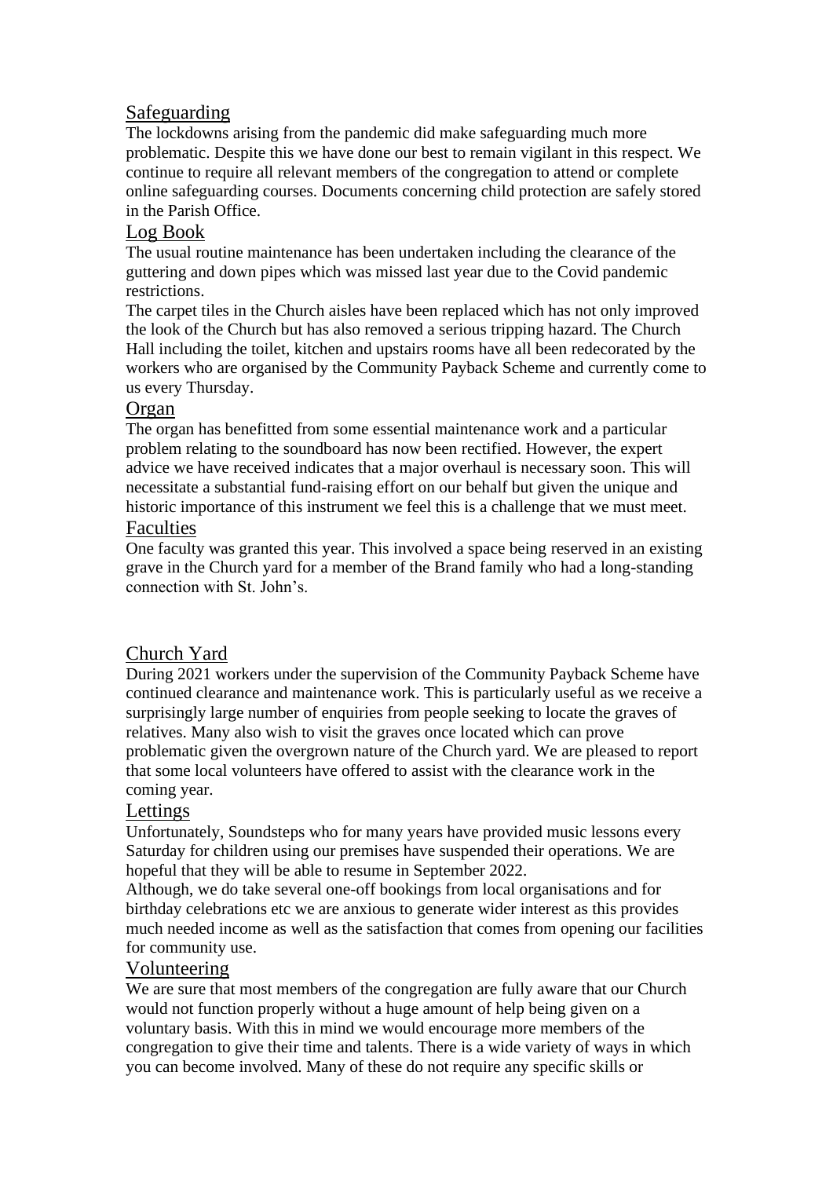## Safeguarding

The lockdowns arising from the pandemic did make safeguarding much more problematic. Despite this we have done our best to remain vigilant in this respect. We continue to require all relevant members of the congregation to attend or complete online safeguarding courses. Documents concerning child protection are safely stored in the Parish Office.

## Log Book

The usual routine maintenance has been undertaken including the clearance of the guttering and down pipes which was missed last year due to the Covid pandemic restrictions.

The carpet tiles in the Church aisles have been replaced which has not only improved the look of the Church but has also removed a serious tripping hazard. The Church Hall including the toilet, kitchen and upstairs rooms have all been redecorated by the workers who are organised by the Community Payback Scheme and currently come to us every Thursday.

## Organ

The organ has benefitted from some essential maintenance work and a particular problem relating to the soundboard has now been rectified. However, the expert advice we have received indicates that a major overhaul is necessary soon. This will necessitate a substantial fund-raising effort on our behalf but given the unique and historic importance of this instrument we feel this is a challenge that we must meet.

## Faculties

One faculty was granted this year. This involved a space being reserved in an existing grave in the Church yard for a member of the Brand family who had a long-standing connection with St. John's.

## Church Yard

During 2021 workers under the supervision of the Community Payback Scheme have continued clearance and maintenance work. This is particularly useful as we receive a surprisingly large number of enquiries from people seeking to locate the graves of relatives. Many also wish to visit the graves once located which can prove problematic given the overgrown nature of the Church yard. We are pleased to report that some local volunteers have offered to assist with the clearance work in the coming year.

## Lettings

Unfortunately, Soundsteps who for many years have provided music lessons every Saturday for children using our premises have suspended their operations. We are hopeful that they will be able to resume in September 2022.

Although, we do take several one-off bookings from local organisations and for birthday celebrations etc we are anxious to generate wider interest as this provides much needed income as well as the satisfaction that comes from opening our facilities for community use.

## Volunteering

We are sure that most members of the congregation are fully aware that our Church would not function properly without a huge amount of help being given on a voluntary basis. With this in mind we would encourage more members of the congregation to give their time and talents. There is a wide variety of ways in which you can become involved. Many of these do not require any specific skills or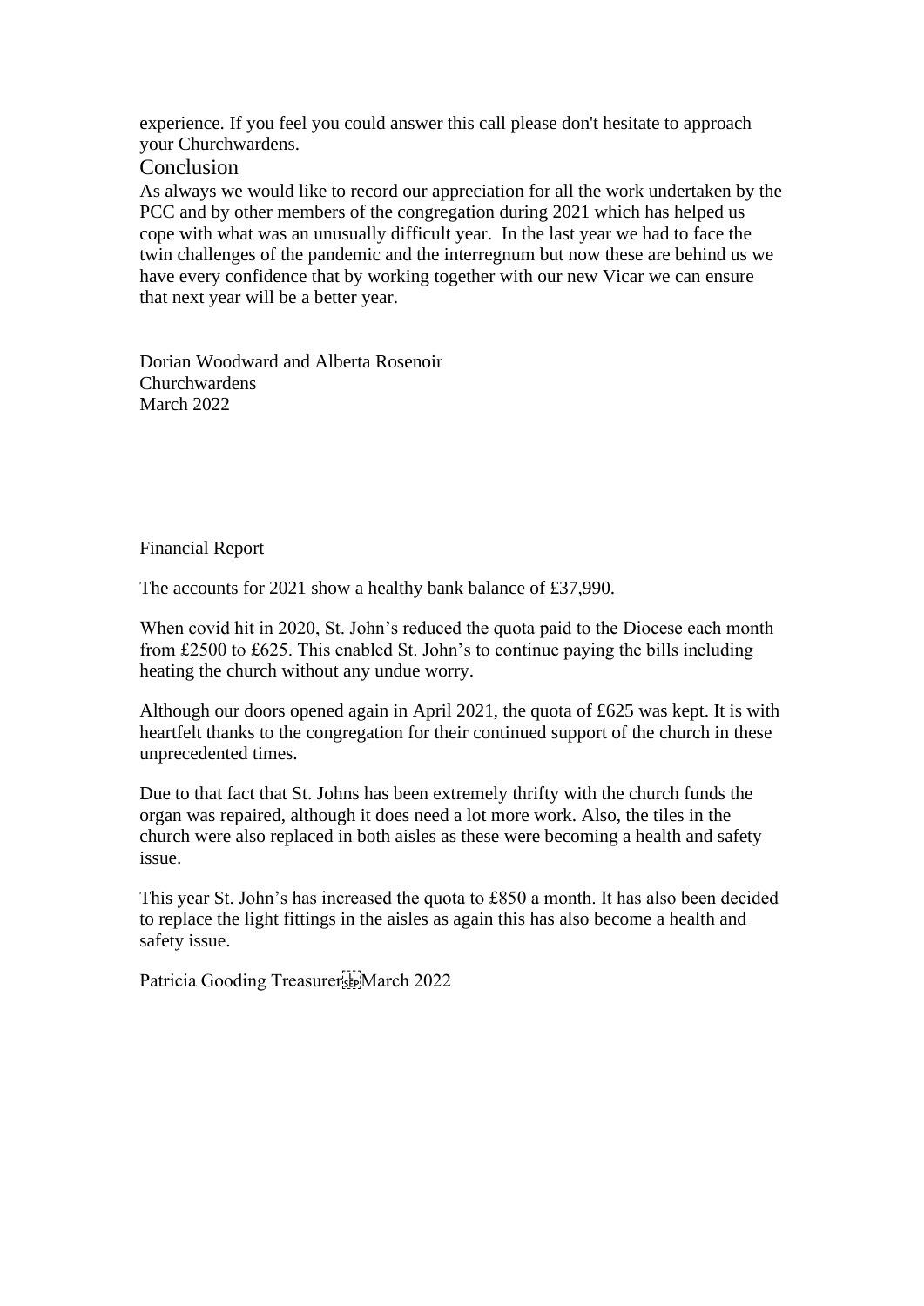experience. If you feel you could answer this call please don't hesitate to approach your Churchwardens.

## Conclusion

As always we would like to record our appreciation for all the work undertaken by the PCC and by other members of the congregation during 2021 which has helped us cope with what was an unusually difficult year. In the last year we had to face the twin challenges of the pandemic and the interregnum but now these are behind us we have every confidence that by working together with our new Vicar we can ensure that next year will be a better year.

Dorian Woodward and Alberta Rosenoir
Churchwardens
March 2022

## Financial Report

The accounts for 2021 show a healthy bank balance of £37,990.

When covid hit in 2020, St. John's reduced the quota paid to the Diocese each month from £2500 to £625. This enabled St. John's to continue paying the bills including heating the church without any undue worry.

Although our doors opened again in April 2021, the quota of £625 was kept. It is with heartfelt thanks to the congregation for their continued support of the church in these unprecedented times.

Due to that fact that St. Johns has been extremely thrifty with the church funds the organ was repaired, although it does need a lot more work. Also, the tiles in the church were also replaced in both aisles as these were becoming a health and safety issue.

This year St. John's has increased the quota to £850 a month. It has also been decided to replace the light fittings in the aisles as again this has also become a health and safety issue.

Patricia Gooding Treasurer March 2022